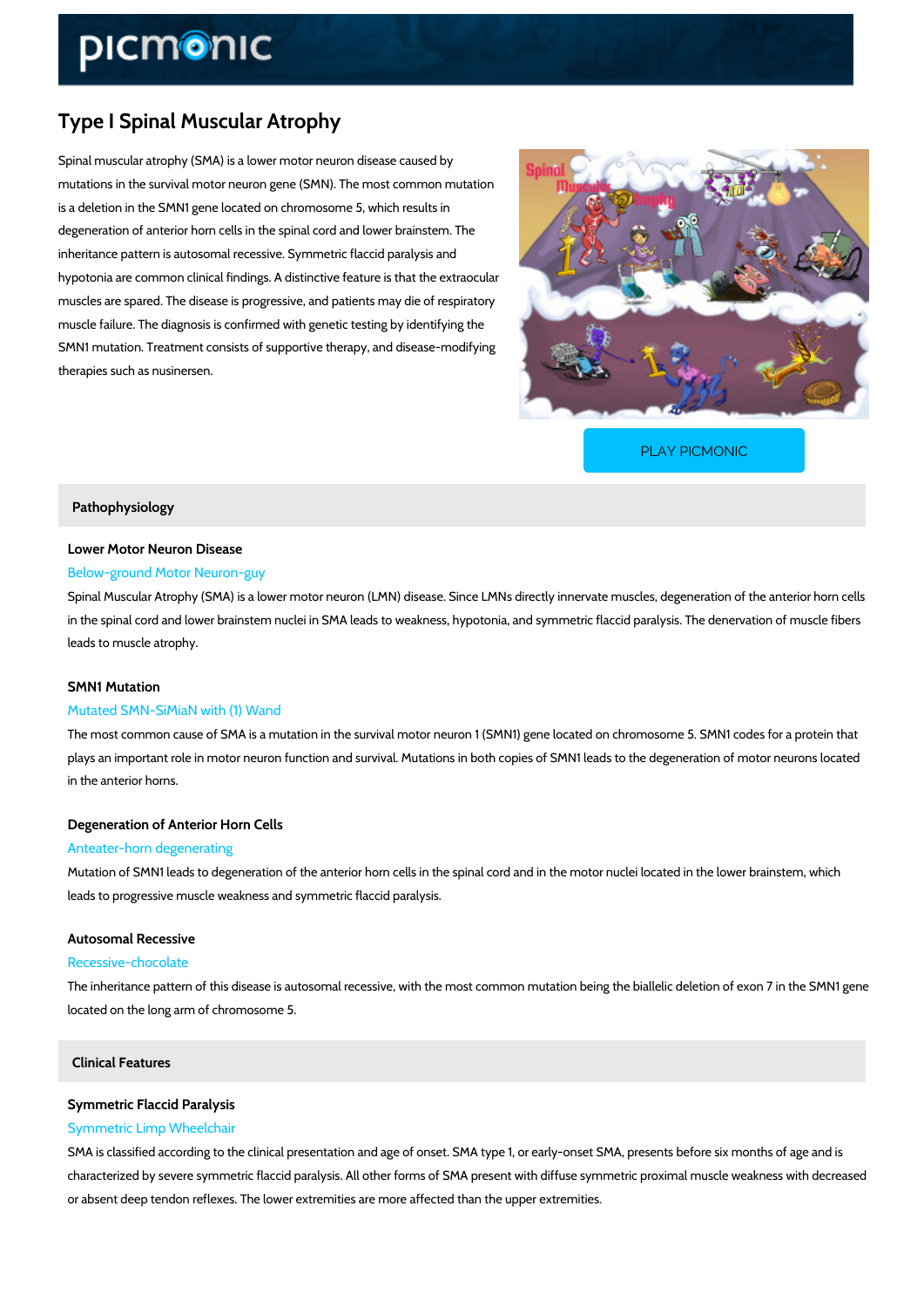# Type I Spinal Muscular Atrophy

Spinal muscular atrophy (SMA) is a lower motor neuron disease caused by mutations in the survival motor neuron gene (SMN). The most common mutation is a deletion in the SMN1 gene located on chromosome 5, which results in degeneration of anterior horn cells in the spinal cord and lower brainstem. The inheritance pattern is autosomal recessive. Symmetric flaccid paralysis and hypotonia are common clinical findings. A distinctive feature is that the extraocular muscles are spared. The disease is progressive, and patients may die of respiratory muscle failure. The diagnosis is confirmed with genetic testing by identifying the SMN1 mutation. Treatment consists of supportive therapy, and disease-modifying therapies such as nusinersen.

PLAY PICMONIC

## Pathophysiology

### Lower Motor Neuron Disease

Below-ground Motor Neuron-guy

Spinal Muscular Atrophy (SMA) is a lower motor neuron (LMN) disease. Since LMNs directly innervate muscles, degeneration of the anterior horn cells in the spinal cord and lower brainstem nuclei in SMA leads to weakness, hypotonia, and symmetric flaccid paralysis. The denervation of muscle fibers leads to muscle atrophy.

### SMN1 Mutation

Mutated SMN-SiMiaN with (1) Wand

The most common cause of SMA is a mutation in the survival motor neuron 1 (SMN1) gene located on chromosome 5. SMN1 codes for a protein that plays an important role in motor neuron function and survival. Mutations in both copies of SMN1 leads to the degeneration of motor neurons located in the anterior horns.

### Degeneration of Anterior Horn Cells

Anteater-horn degenerating

Mutation of SMN1 leads to degeneration of the anterior horn cells in the spinal cord and in the motor nuclei located in the lower brainstem, which leads to progressive muscle weakness and symmetric flaccid paralysis.

### Autosomal Recessive

Recessive-chocolate

The inheritance pattern of this disease is autosomal recessive, with the most common mutation being the biallelic deletion of exon 7 in the SMN1 gene located on the long arm of chromosome 5.

## Clinical Features

### Symmetric Flaccid Paralysis

Symmetric Limp Wheelchair

SMA is classified according to the clinical presentation and age of onset. SMA type 1, or early-onset SMA, presents before six months of age and is characterized by severe symmetric flaccid paralysis. All other forms of SMA present with diffuse symmetric proximal muscle weakness with decreased or absent deep tendon reflexes. The lower extremities are more affected than the upper extremities.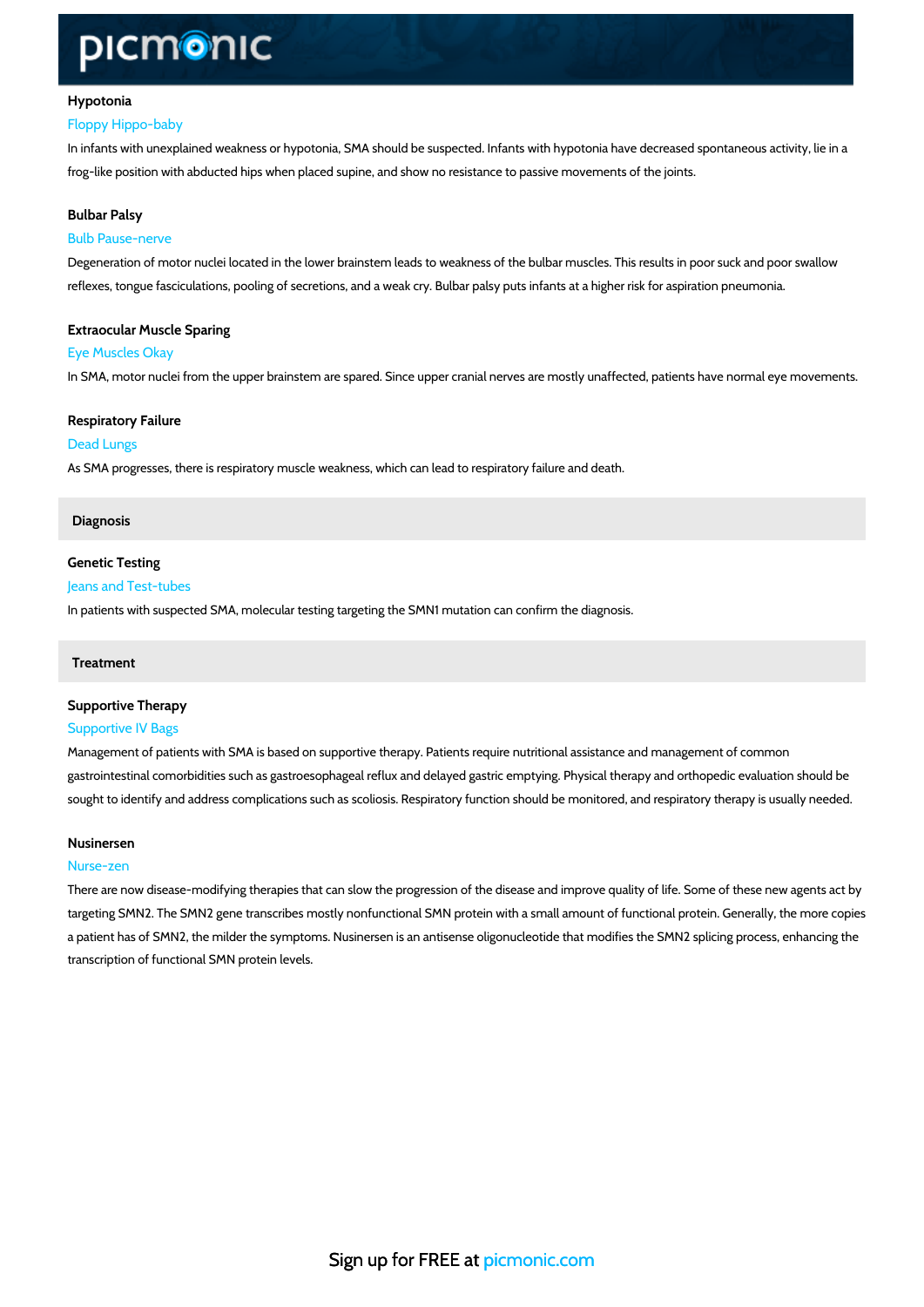### Hypotonia

Floppy Hippo-baby

In infants with unexplained weakness or hypotonia, SMA should be suspected. Infants with hypotonia have decreased spontaneous activity, lie in a frog-like position with abducted hips when placed supine, and show no resistance to passive movements of the joints.

### Bulbar Palsy

Bulb Pause-nerve

Degeneration of motor nuclei located in the lower brainstem leads to weakness of the bulbar muscles. This results in poor suck and poor swallow reflexes, tongue fasciculations, pooling of secretions, and a weak cry. Bulbar palsy puts infants at a higher risk for aspiration pneumonia.

### Extraocular Muscle Sparing

Eye Muscles Okay

In SMA, motor nuclei from the upper brainstem are spared. Since upper cranial nerves are mostly unaffected, patients have normal eye movements.

### Respiratory Failure

Dead Lungs

As SMA progresses, there is respiratory muscle weakness, which can lead to respiratory failure and death.

## Diagnosis

### Genetic Testing

Jeans and Test-tubes

In patients with suspected SMA, molecular testing targeting the SMN1 mutation can confirm the diagnosis.

## Treatment

### Supportive Therapy

Supportive IV Bags

Management of patients with SMA is based on supportive therapy. Patients require nutritional assistance and management of common gastrointestinal comorbidities such as gastroesophageal reflux and delayed gastric emptying. Physical therapy and orthopedic evaluation should be sought to identify and address complications such as scoliosis. Respiratory function should be monitored, and respiratory therapy is usually needed.

### Nusinersen

Nurse-zen

There are now disease-modifying therapies that can slow the progression of the disease and improve quality of life. Some of these new agents act by targeting SMN2. The SMN2 gene transcribes mostly nonfunctional SMN protein with a small amount of functional protein. Generally, the more copies a patient has of SMN2, the milder the symptoms. Nusinersen is an antisense oligonucleotide that modifies the SMN2 splicing process, enhancing the transcription of functional SMN protein levels.